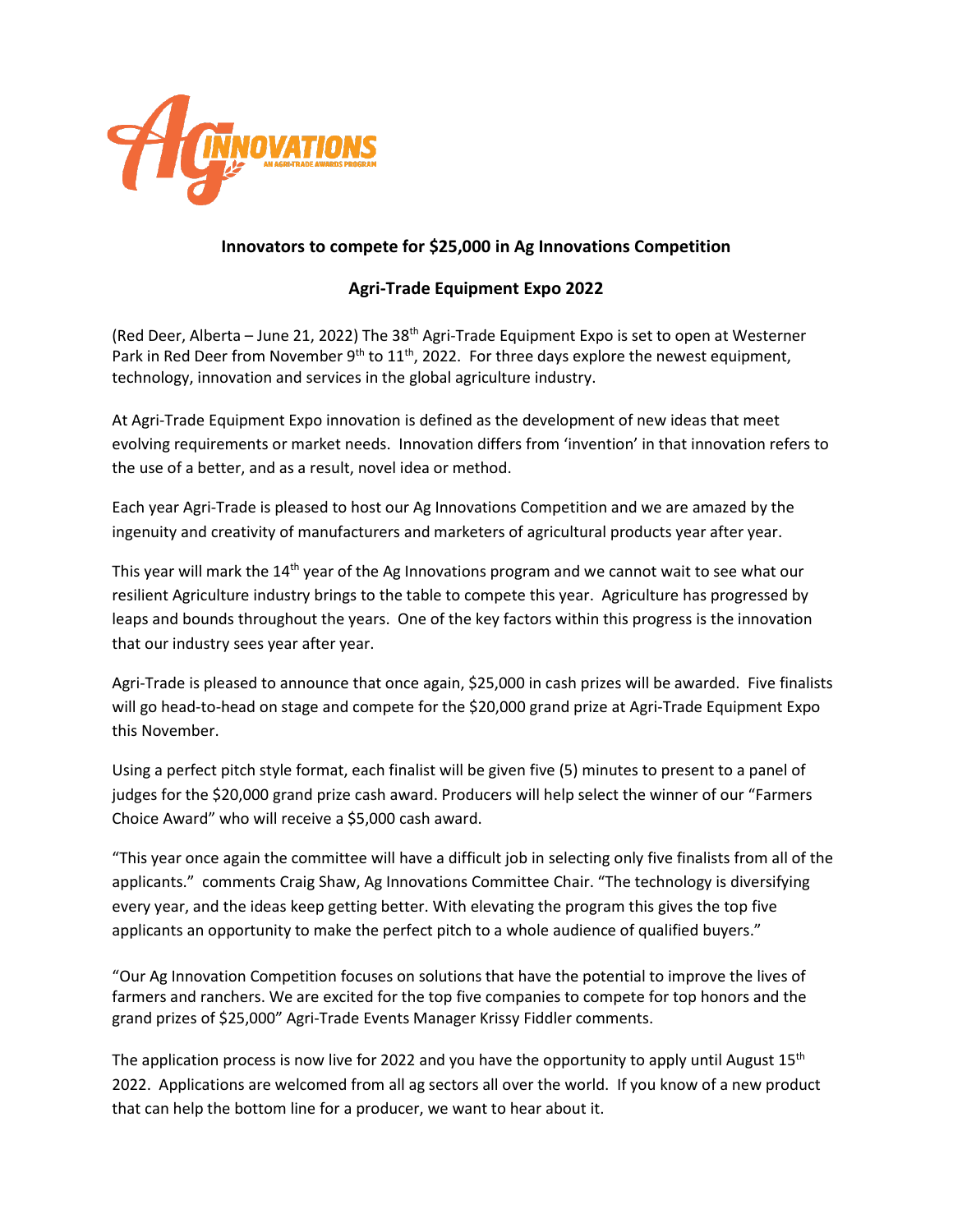Ag INNOVATIONS

AN AGRI-TRADE AWARDS PROGRAM

## Innovators to compete for $25,000 in Ag Innovations Competition

## Agri-Trade Equipment Expo 2022

(Red Deer, Alberta – June 21, 2022) The 38th Agri-Trade Equipment Expo is set to open at Westerner Park in Red Deer from November 9th to 11th, 2022. For three days explore the newest equipment, technology, innovation and services in the global agriculture industry.

At Agri-Trade Equipment Expo innovation is defined as the development of new ideas that meet evolving requirements or market needs. Innovation differs from 'invention' in that innovation refers to the use of a better, and as a result, novel idea or method.

Each year Agri-Trade is pleased to host our Ag Innovations Competition and we are amazed by the ingenuity and creativity of manufacturers and marketers of agricultural products year after year.

This year will mark the 14th year of the Ag Innovations program and we cannot wait to see what our resilient Agriculture industry brings to the table to compete this year. Agriculture has progressed by leaps and bounds throughout the years. One of the key factors within this progress is the innovation that our industry sees year after year.

Agri-Trade is pleased to announce that once again, $25,000 in cash prizes will be awarded. Five finalists will go head-to-head on stage and compete for the $20,000 grand prize at Agri-Trade Equipment Expo this November.

Using a perfect pitch style format, each finalist will be given five (5) minutes to present to a panel of judges for the $20,000 grand prize cash award. Producers will help select the winner of our "Farmers Choice Award" who will receive a $5,000 cash award.

"This year once again the committee will have a difficult job in selecting only five finalists from all of the applicants." comments Craig Shaw, Ag Innovations Committee Chair. "The technology is diversifying every year, and the ideas keep getting better. With elevating the program this gives the top five applicants an opportunity to make the perfect pitch to a whole audience of qualified buyers."

"Our Ag Innovation Competition focuses on solutions that have the potential to improve the lives of farmers and ranchers. We are excited for the top five companies to compete for top honors and the grand prizes of $25,000" Agri-Trade Events Manager Krissy Fiddler comments.

The application process is now live for 2022 and you have the opportunity to apply until August 15th 2022. Applications are welcomed from all ag sectors all over the world. If you know of a new product that can help the bottom line for a producer, we want to hear about it.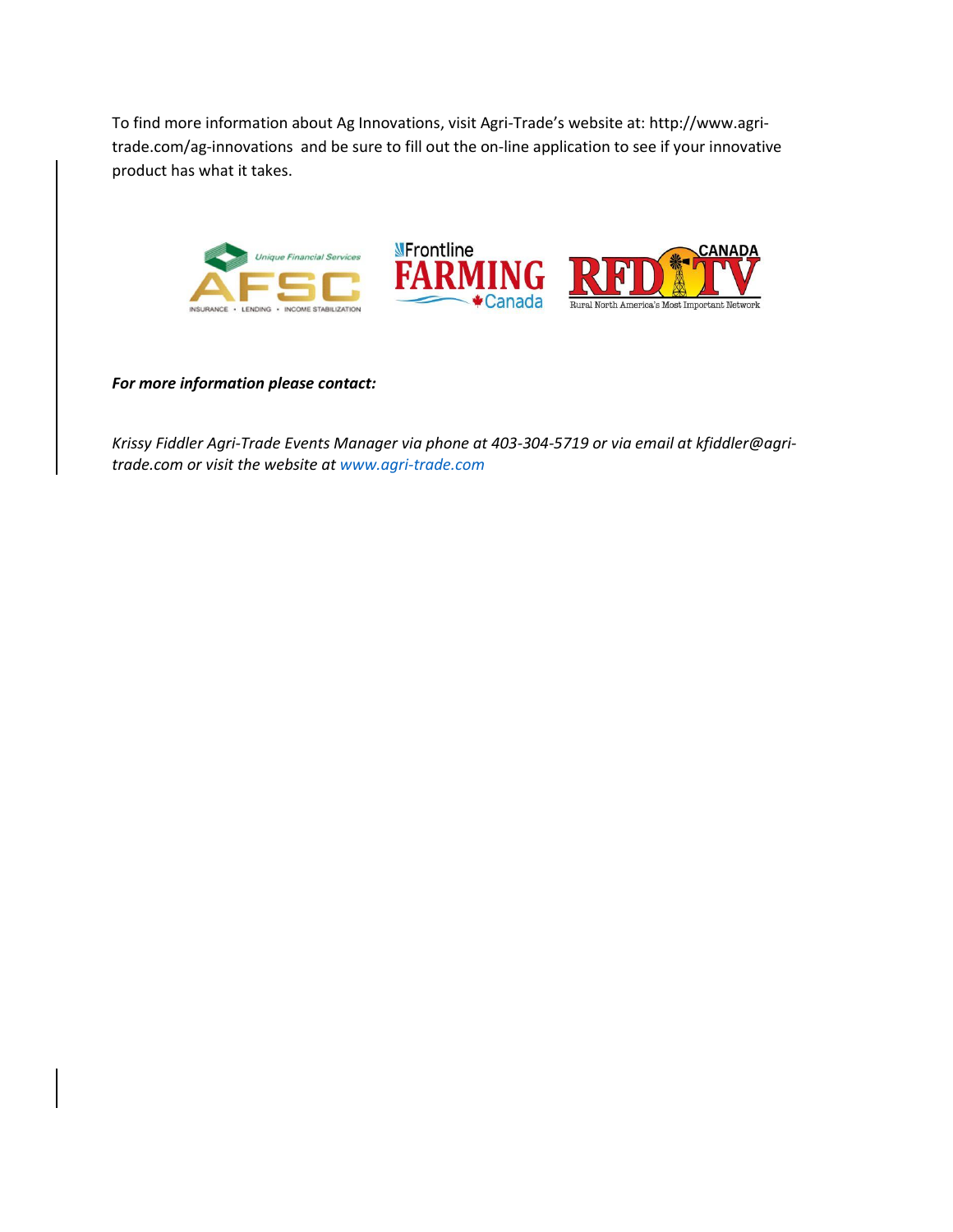To find more information about Ag Innovations, visit Agri-Trade's website at: http://www.agri-trade.com/ag-innovations and be sure to fill out the on-line application to see if your innovative product has what it takes.

***For more information please contact:***

*Krissy Fiddler Agri-Trade Events Manager via phone at 403-304-5719 or via email at kfiddler@agri-trade.com or visit the website at www.agri-trade.com*